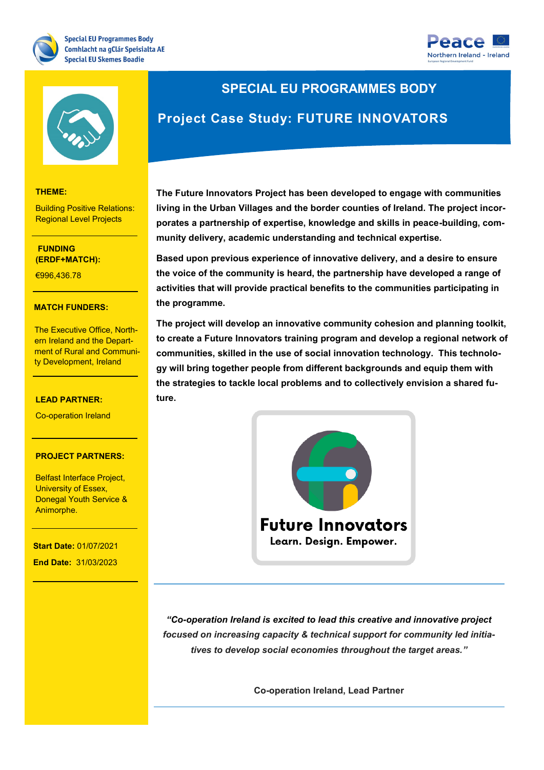Special EU Programmes Body
Comhlacht na gClár Speisialta AE
Special EU Skemes Boadie

Peace
Northern Ireland - Ireland

# SPECIAL EU PROGRAMMES BODY

## Project Case Study: FUTURE INNOVATORS

**THEME:**

Building Positive Relations: Regional Level Projects

**FUNDING (ERDF+MATCH):**

€996,436.78

**MATCH FUNDERS:**

The Executive Office, Northern Ireland and the Department of Rural and Community Development, Ireland

**LEAD PARTNER:**

Co-operation Ireland

**PROJECT PARTNERS:**

Belfast Interface Project, University of Essex, Donegal Youth Service & Animorphe.

**Start Date:** 01/07/2021

**End Date:** 31/03/2023

**The Future Innovators Project has been developed to engage with communities living in the Urban Villages and the border counties of Ireland. The project incorporates a partnership of expertise, knowledge and skills in peace-building, community delivery, academic understanding and technical expertise.**

**Based upon previous experience of innovative delivery, and a desire to ensure the voice of the community is heard, the partnership have developed a range of activities that will provide practical benefits to the communities participating in the programme.**

**The project will develop an innovative community cohesion and planning toolkit, to create a Future Innovators training program and develop a regional network of communities, skilled in the use of social innovation technology. This technology will bring together people from different backgrounds and equip them with the strategies to tackle local problems and to collectively envision a shared future.**

Future Innovators
Learn. Design. Empower.

***"Co-operation Ireland is excited to lead this creative and innovative project focused on increasing capacity & technical support for community led initiatives to develop social economies throughout the target areas."***

**Co-operation Ireland, Lead Partner**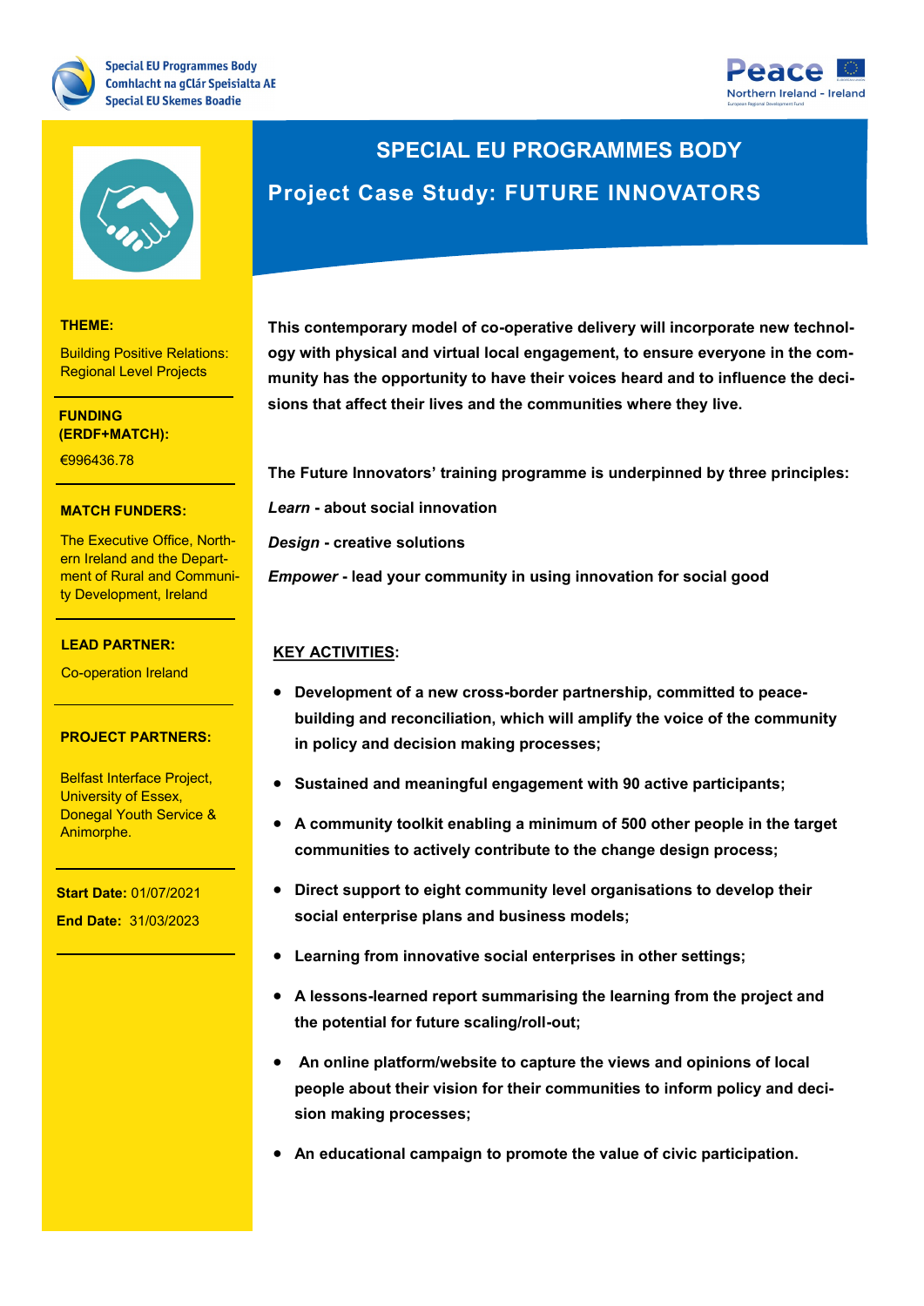Special EU Programmes Body
Comhlacht na gClár Speisialta AE
Special EU Skemes Boadie

Peace
Northern Ireland - Ireland

# SPECIAL EU PROGRAMMES BODY

## Project Case Study: FUTURE INNOVATORS

**THEME:**

Building Positive Relations: Regional Level Projects

**FUNDING (ERDF+MATCH):**

€996436.78

**MATCH FUNDERS:**

The Executive Office, Northern Ireland and the Department of Rural and Community Development, Ireland

**LEAD PARTNER:**

Co-operation Ireland

**PROJECT PARTNERS:**

Belfast Interface Project, University of Essex, Donegal Youth Service & Animorphe.

**Start Date:** 01/07/2021

**End Date:** 31/03/2023

**This contemporary model of co-operative delivery will incorporate new technology with physical and virtual local engagement, to ensure everyone in the community has the opportunity to have their voices heard and to influence the decisions that affect their lives and the communities where they live.**

**The Future Innovators' training programme is underpinned by three principles:**

***Learn*** **- about social innovation**

***Design*** **- creative solutions**

***Empower*** **- lead your community in using innovation for social good**

**KEY ACTIVITIES:**

- **Development of a new cross-border partnership, committed to peace-building and reconciliation, which will amplify the voice of the community in policy and decision making processes;**
- **Sustained and meaningful engagement with 90 active participants;**
- **A community toolkit enabling a minimum of 500 other people in the target communities to actively contribute to the change design process;**
- **Direct support to eight community level organisations to develop their social enterprise plans and business models;**
- **Learning from innovative social enterprises in other settings;**
- **A lessons-learned report summarising the learning from the project and the potential for future scaling/roll-out;**
- **An online platform/website to capture the views and opinions of local people about their vision for their communities to inform policy and decision making processes;**
- **An educational campaign to promote the value of civic participation.**